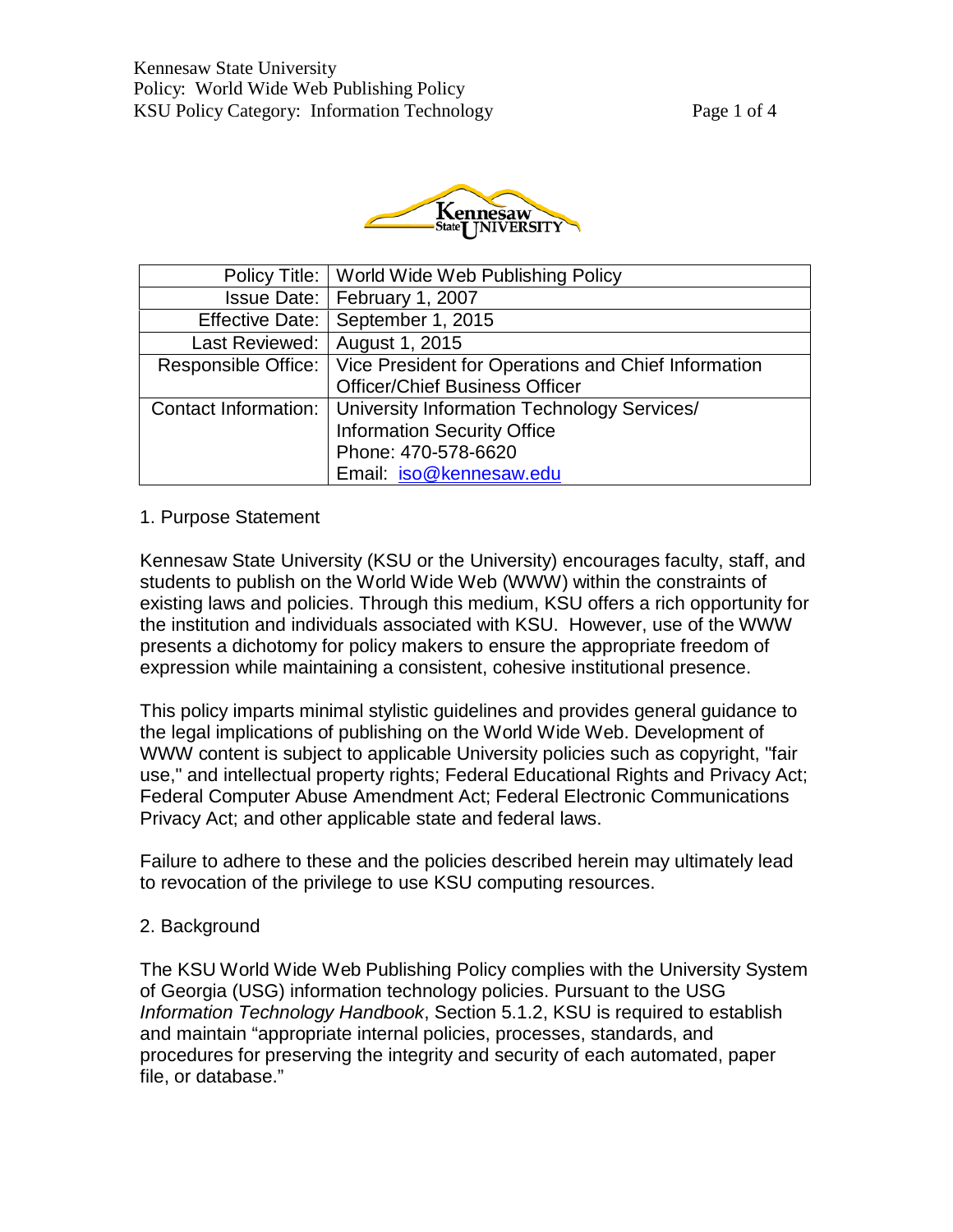| Policy Title: | World Wide Web Publishing Policy |
|---|---|
| Issue Date: | February 1, 2007 |
| Effective Date: | September 1, 2015 |
| Last Reviewed: | August 1, 2015 |
| Responsible Office: | Vice President for Operations and Chief Information Officer/Chief Business Officer |
| Contact Information: | University Information Technology Services/ Information Security Office Phone: 470-578-6620 Email: iso@kennesaw.edu |

## 1. Purpose Statement

Kennesaw State University (KSU or the University) encourages faculty, staff, and students to publish on the World Wide Web (WWW) within the constraints of existing laws and policies. Through this medium, KSU offers a rich opportunity for the institution and individuals associated with KSU. However, use of the WWW presents a dichotomy for policy makers to ensure the appropriate freedom of expression while maintaining a consistent, cohesive institutional presence.

This policy imparts minimal stylistic guidelines and provides general guidance to the legal implications of publishing on the World Wide Web. Development of WWW content is subject to applicable University policies such as copyright, "fair use," and intellectual property rights; Federal Educational Rights and Privacy Act; Federal Computer Abuse Amendment Act; Federal Electronic Communications Privacy Act; and other applicable state and federal laws.

Failure to adhere to these and the policies described herein may ultimately lead to revocation of the privilege to use KSU computing resources.

## 2. Background

The KSU World Wide Web Publishing Policy complies with the University System of Georgia (USG) information technology policies. Pursuant to the USG *Information Technology Handbook*, Section 5.1.2, KSU is required to establish and maintain "appropriate internal policies, processes, standards, and procedures for preserving the integrity and security of each automated, paper file, or database."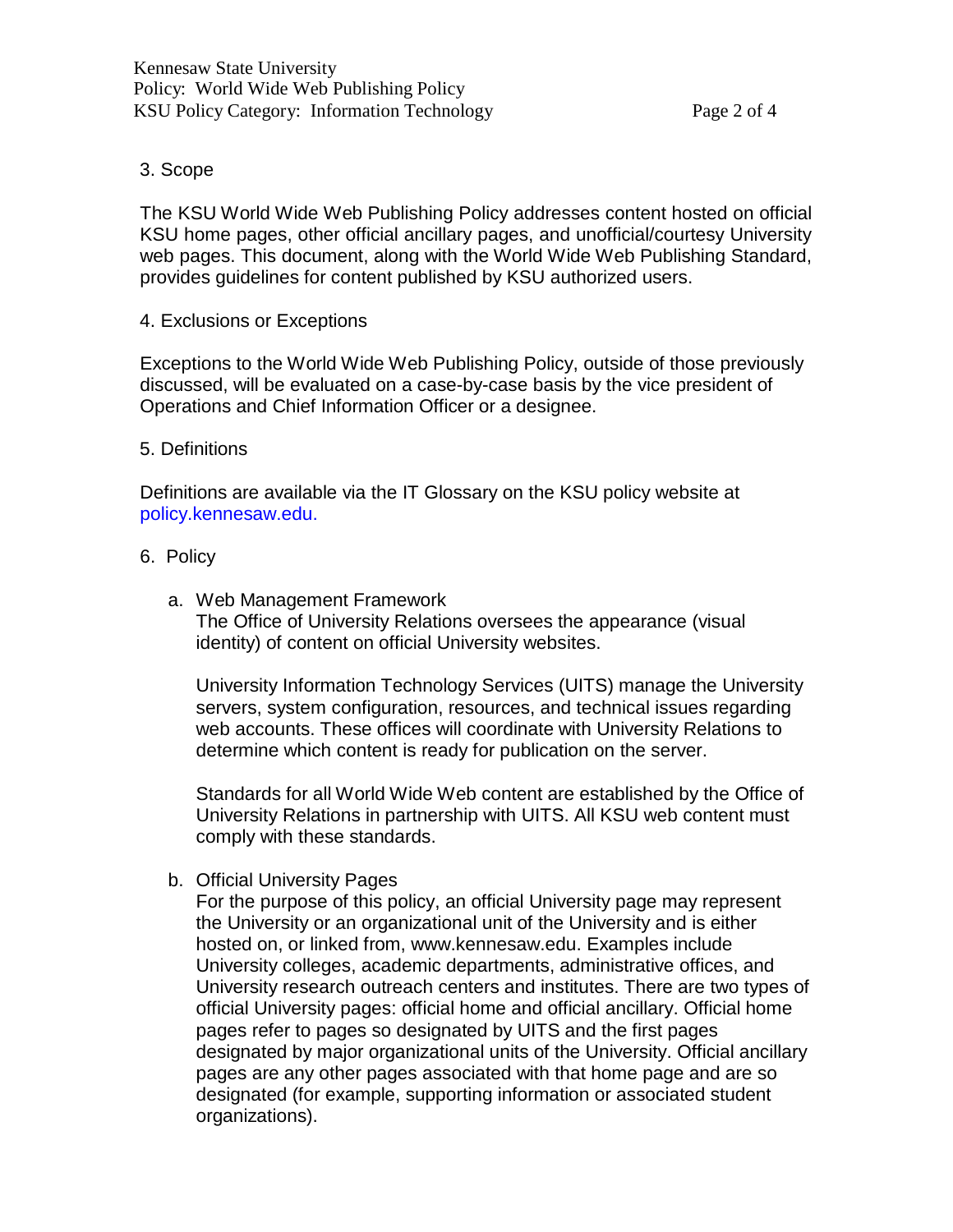## 3. Scope

The KSU World Wide Web Publishing Policy addresses content hosted on official KSU home pages, other official ancillary pages, and unofficial/courtesy University web pages. This document, along with the World Wide Web Publishing Standard, provides guidelines for content published by KSU authorized users.

## 4. Exclusions or Exceptions

Exceptions to the World Wide Web Publishing Policy, outside of those previously discussed, will be evaluated on a case-by-case basis by the vice president of Operations and Chief Information Officer or a designee.

## 5. Definitions

Definitions are available via the IT Glossary on the KSU policy website at policy.kennesaw.edu.

## 6. Policy

a. Web Management Framework

The Office of University Relations oversees the appearance (visual identity) of content on official University websites.

University Information Technology Services (UITS) manage the University servers, system configuration, resources, and technical issues regarding web accounts. These offices will coordinate with University Relations to determine which content is ready for publication on the server.

Standards for all World Wide Web content are established by the Office of University Relations in partnership with UITS. All KSU web content must comply with these standards.

b. Official University Pages

For the purpose of this policy, an official University page may represent the University or an organizational unit of the University and is either hosted on, or linked from, www.kennesaw.edu. Examples include University colleges, academic departments, administrative offices, and University research outreach centers and institutes. There are two types of official University pages: official home and official ancillary. Official home pages refer to pages so designated by UITS and the first pages designated by major organizational units of the University. Official ancillary pages are any other pages associated with that home page and are so designated (for example, supporting information or associated student organizations).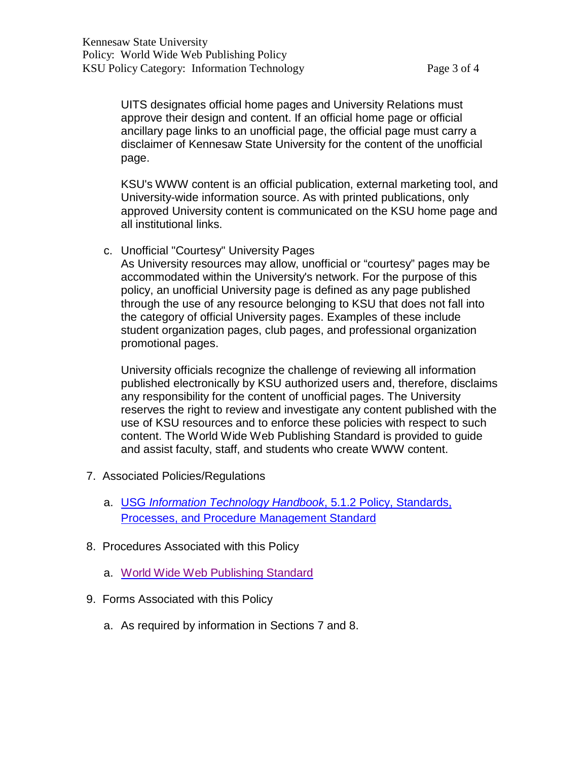UITS designates official home pages and University Relations must approve their design and content. If an official home page or official ancillary page links to an unofficial page, the official page must carry a disclaimer of Kennesaw State University for the content of the unofficial page.

KSU's WWW content is an official publication, external marketing tool, and University-wide information source. As with printed publications, only approved University content is communicated on the KSU home page and all institutional links.

c. Unofficial "Courtesy" University Pages

As University resources may allow, unofficial or "courtesy" pages may be accommodated within the University's network. For the purpose of this policy, an unofficial University page is defined as any page published through the use of any resource belonging to KSU that does not fall into the category of official University pages. Examples of these include student organization pages, club pages, and professional organization promotional pages.

University officials recognize the challenge of reviewing all information published electronically by KSU authorized users and, therefore, disclaims any responsibility for the content of unofficial pages. The University reserves the right to review and investigate any content published with the use of KSU resources and to enforce these policies with respect to such content. The World Wide Web Publishing Standard is provided to guide and assist faculty, staff, and students who create WWW content.

7. Associated Policies/Regulations

   a. USG *Information Technology Handbook*, 5.1.2 Policy, Standards, Processes, and Procedure Management Standard

8. Procedures Associated with this Policy

   a. World Wide Web Publishing Standard

9. Forms Associated with this Policy

   a. As required by information in Sections 7 and 8.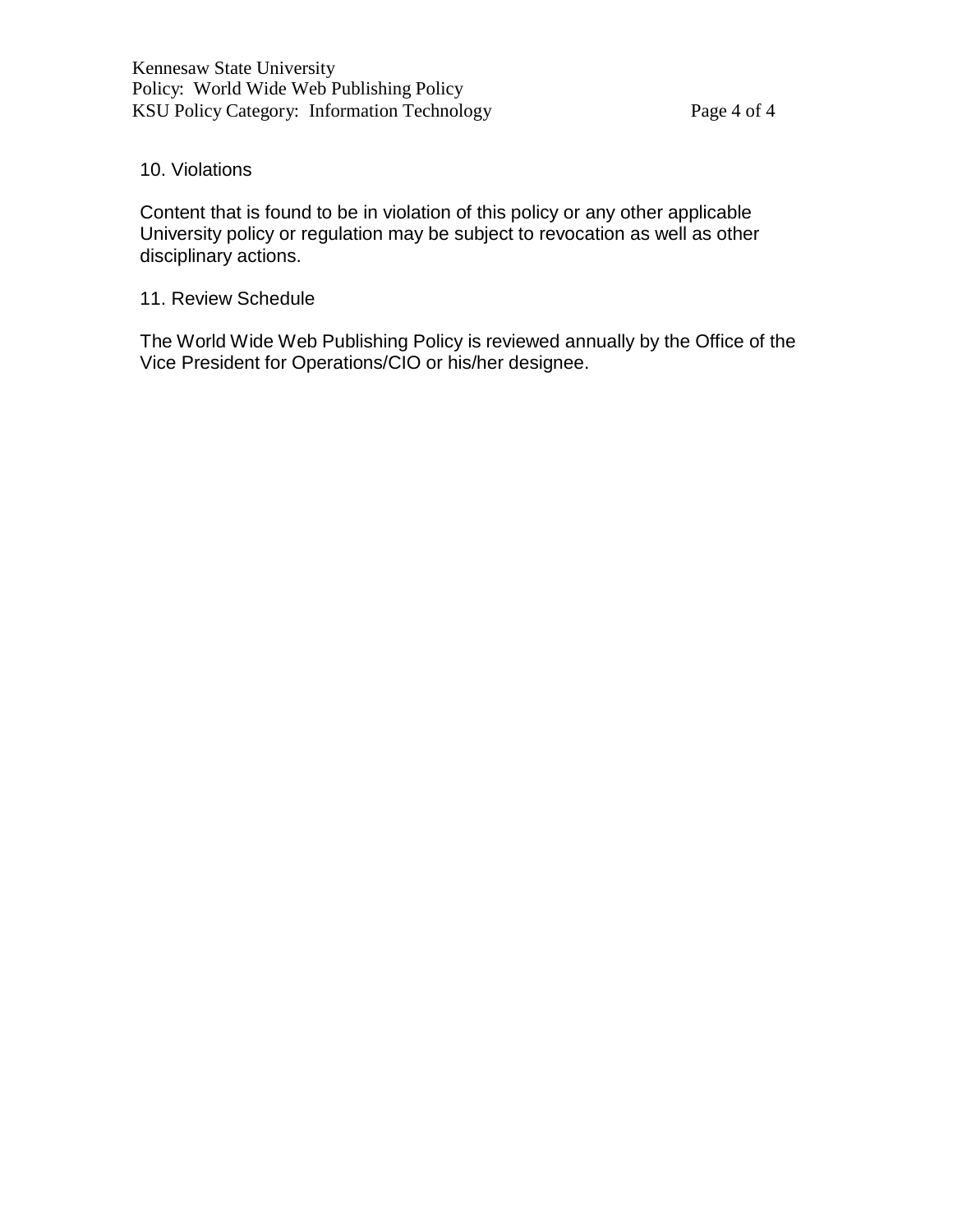## 10. Violations

Content that is found to be in violation of this policy or any other applicable University policy or regulation may be subject to revocation as well as other disciplinary actions.

## 11. Review Schedule

The World Wide Web Publishing Policy is reviewed annually by the Office of the Vice President for Operations/CIO or his/her designee.